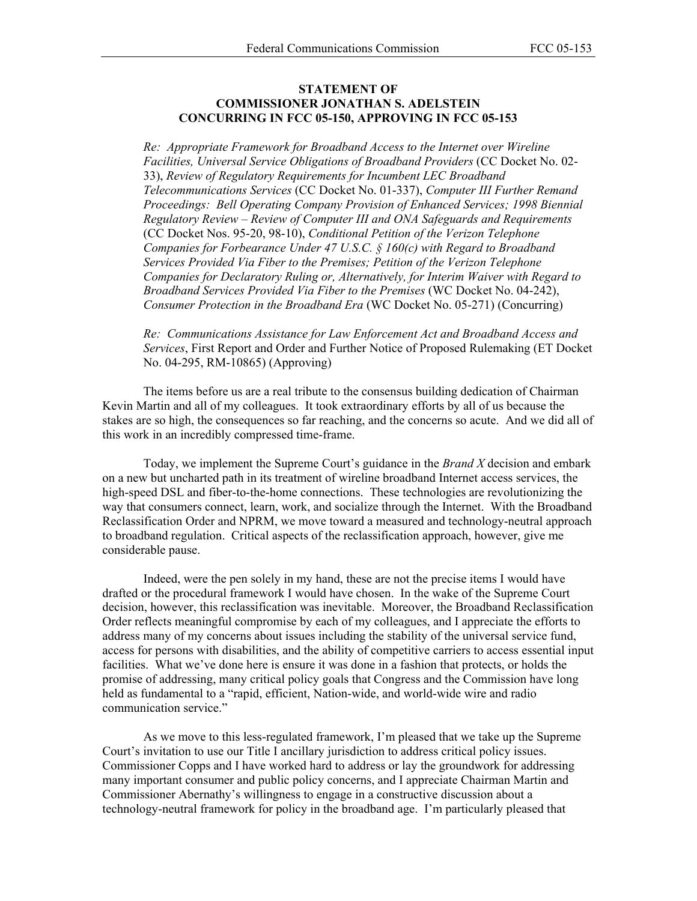**STATEMENT OF**
**COMMISSIONER JONATHAN S. ADELSTEIN**
**CONCURRING IN FCC 05-150, APPROVING IN FCC 05-153**

*Re: Appropriate Framework for Broadband Access to the Internet over Wireline Facilities, Universal Service Obligations of Broadband Providers* (CC Docket No. 02-33), *Review of Regulatory Requirements for Incumbent LEC Broadband Telecommunications Services* (CC Docket No. 01-337), *Computer III Further Remand Proceedings: Bell Operating Company Provision of Enhanced Services; 1998 Biennial Regulatory Review – Review of Computer III and ONA Safeguards and Requirements* (CC Docket Nos. 95-20, 98-10), *Conditional Petition of the Verizon Telephone Companies for Forbearance Under 47 U.S.C. § 160(c) with Regard to Broadband Services Provided Via Fiber to the Premises; Petition of the Verizon Telephone Companies for Declaratory Ruling or, Alternatively, for Interim Waiver with Regard to Broadband Services Provided Via Fiber to the Premises* (WC Docket No. 04-242), *Consumer Protection in the Broadband Era* (WC Docket No. 05-271) (Concurring)

*Re: Communications Assistance for Law Enforcement Act and Broadband Access and Services*, First Report and Order and Further Notice of Proposed Rulemaking (ET Docket No. 04-295, RM-10865) (Approving)

The items before us are a real tribute to the consensus building dedication of Chairman Kevin Martin and all of my colleagues. It took extraordinary efforts by all of us because the stakes are so high, the consequences so far reaching, and the concerns so acute. And we did all of this work in an incredibly compressed time-frame.

Today, we implement the Supreme Court's guidance in the *Brand X* decision and embark on a new but uncharted path in its treatment of wireline broadband Internet access services, the high-speed DSL and fiber-to-the-home connections. These technologies are revolutionizing the way that consumers connect, learn, work, and socialize through the Internet. With the Broadband Reclassification Order and NPRM, we move toward a measured and technology-neutral approach to broadband regulation. Critical aspects of the reclassification approach, however, give me considerable pause.

Indeed, were the pen solely in my hand, these are not the precise items I would have drafted or the procedural framework I would have chosen. In the wake of the Supreme Court decision, however, this reclassification was inevitable. Moreover, the Broadband Reclassification Order reflects meaningful compromise by each of my colleagues, and I appreciate the efforts to address many of my concerns about issues including the stability of the universal service fund, access for persons with disabilities, and the ability of competitive carriers to access essential input facilities. What we've done here is ensure it was done in a fashion that protects, or holds the promise of addressing, many critical policy goals that Congress and the Commission have long held as fundamental to a "rapid, efficient, Nation-wide, and world-wide wire and radio communication service."

As we move to this less-regulated framework, I'm pleased that we take up the Supreme Court's invitation to use our Title I ancillary jurisdiction to address critical policy issues. Commissioner Copps and I have worked hard to address or lay the groundwork for addressing many important consumer and public policy concerns, and I appreciate Chairman Martin and Commissioner Abernathy's willingness to engage in a constructive discussion about a technology-neutral framework for policy in the broadband age. I'm particularly pleased that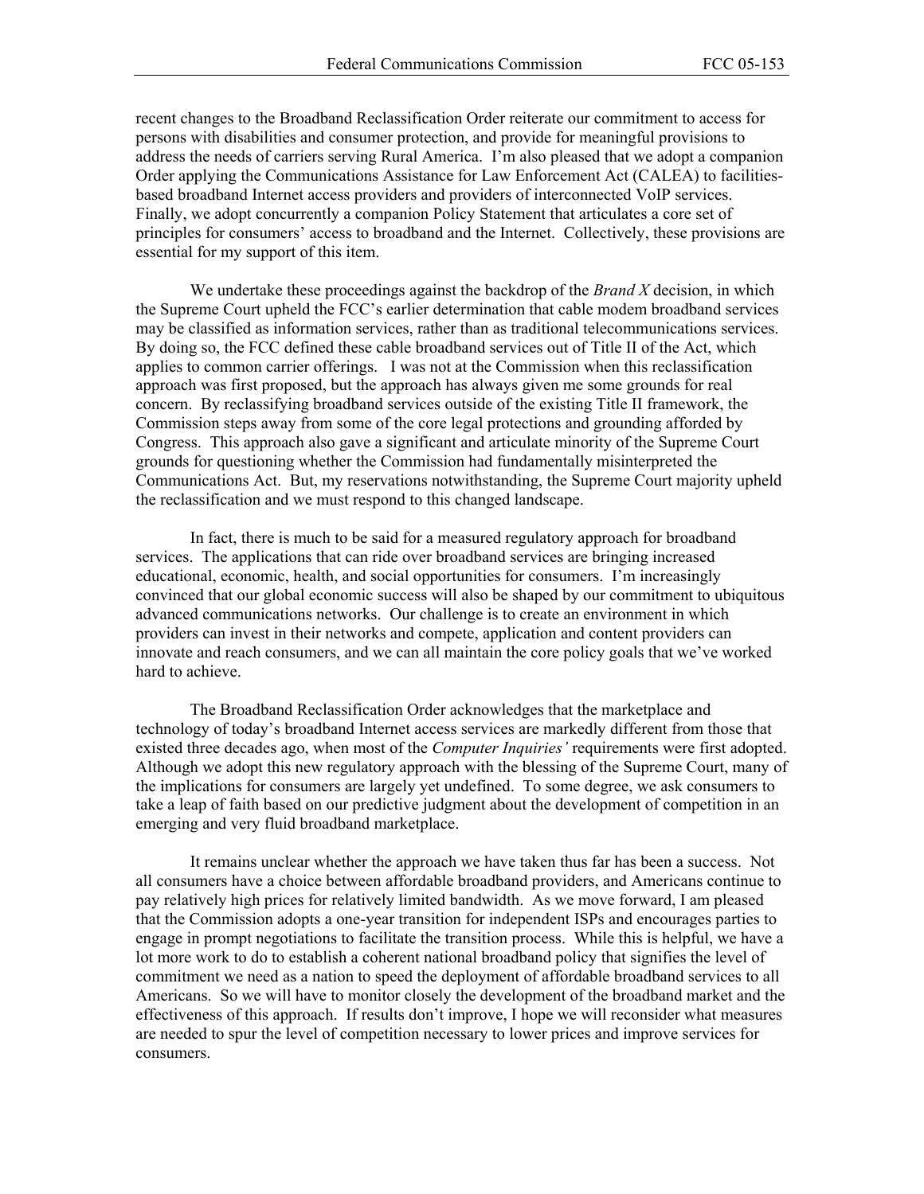recent changes to the Broadband Reclassification Order reiterate our commitment to access for persons with disabilities and consumer protection, and provide for meaningful provisions to address the needs of carriers serving Rural America. I'm also pleased that we adopt a companion Order applying the Communications Assistance for Law Enforcement Act (CALEA) to facilities-based broadband Internet access providers and providers of interconnected VoIP services. Finally, we adopt concurrently a companion Policy Statement that articulates a core set of principles for consumers' access to broadband and the Internet. Collectively, these provisions are essential for my support of this item.

We undertake these proceedings against the backdrop of the *Brand X* decision, in which the Supreme Court upheld the FCC's earlier determination that cable modem broadband services may be classified as information services, rather than as traditional telecommunications services. By doing so, the FCC defined these cable broadband services out of Title II of the Act, which applies to common carrier offerings. I was not at the Commission when this reclassification approach was first proposed, but the approach has always given me some grounds for real concern. By reclassifying broadband services outside of the existing Title II framework, the Commission steps away from some of the core legal protections and grounding afforded by Congress. This approach also gave a significant and articulate minority of the Supreme Court grounds for questioning whether the Commission had fundamentally misinterpreted the Communications Act. But, my reservations notwithstanding, the Supreme Court majority upheld the reclassification and we must respond to this changed landscape.

In fact, there is much to be said for a measured regulatory approach for broadband services. The applications that can ride over broadband services are bringing increased educational, economic, health, and social opportunities for consumers. I'm increasingly convinced that our global economic success will also be shaped by our commitment to ubiquitous advanced communications networks. Our challenge is to create an environment in which providers can invest in their networks and compete, application and content providers can innovate and reach consumers, and we can all maintain the core policy goals that we've worked hard to achieve.

The Broadband Reclassification Order acknowledges that the marketplace and technology of today's broadband Internet access services are markedly different from those that existed three decades ago, when most of the *Computer Inquiries'* requirements were first adopted. Although we adopt this new regulatory approach with the blessing of the Supreme Court, many of the implications for consumers are largely yet undefined. To some degree, we ask consumers to take a leap of faith based on our predictive judgment about the development of competition in an emerging and very fluid broadband marketplace.

It remains unclear whether the approach we have taken thus far has been a success. Not all consumers have a choice between affordable broadband providers, and Americans continue to pay relatively high prices for relatively limited bandwidth. As we move forward, I am pleased that the Commission adopts a one-year transition for independent ISPs and encourages parties to engage in prompt negotiations to facilitate the transition process. While this is helpful, we have a lot more work to do to establish a coherent national broadband policy that signifies the level of commitment we need as a nation to speed the deployment of affordable broadband services to all Americans. So we will have to monitor closely the development of the broadband market and the effectiveness of this approach. If results don't improve, I hope we will reconsider what measures are needed to spur the level of competition necessary to lower prices and improve services for consumers.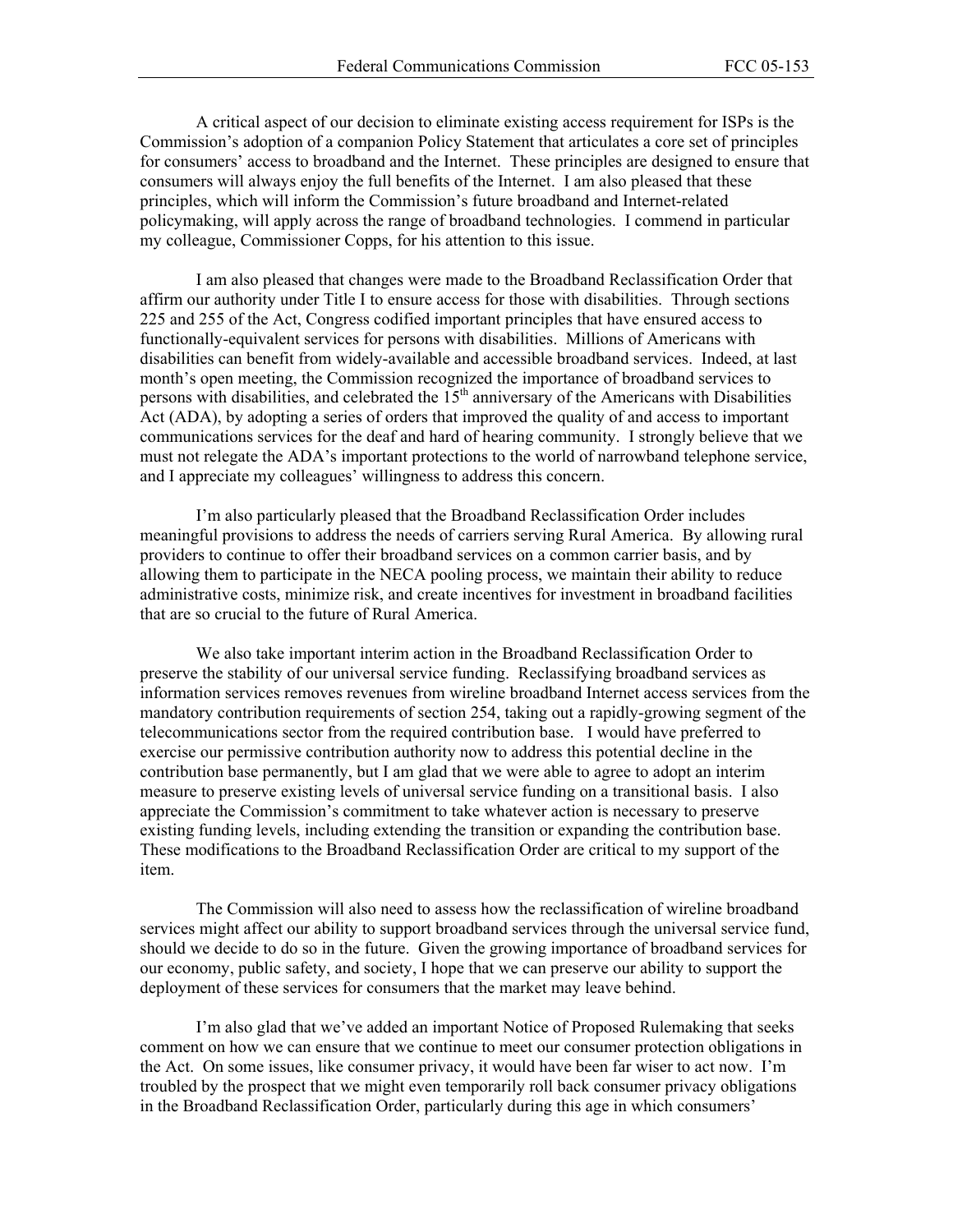A critical aspect of our decision to eliminate existing access requirement for ISPs is the Commission's adoption of a companion Policy Statement that articulates a core set of principles for consumers' access to broadband and the Internet. These principles are designed to ensure that consumers will always enjoy the full benefits of the Internet. I am also pleased that these principles, which will inform the Commission's future broadband and Internet-related policymaking, will apply across the range of broadband technologies. I commend in particular my colleague, Commissioner Copps, for his attention to this issue.

I am also pleased that changes were made to the Broadband Reclassification Order that affirm our authority under Title I to ensure access for those with disabilities. Through sections 225 and 255 of the Act, Congress codified important principles that have ensured access to functionally-equivalent services for persons with disabilities. Millions of Americans with disabilities can benefit from widely-available and accessible broadband services. Indeed, at last month's open meeting, the Commission recognized the importance of broadband services to persons with disabilities, and celebrated the 15th anniversary of the Americans with Disabilities Act (ADA), by adopting a series of orders that improved the quality of and access to important communications services for the deaf and hard of hearing community. I strongly believe that we must not relegate the ADA's important protections to the world of narrowband telephone service, and I appreciate my colleagues' willingness to address this concern.

I'm also particularly pleased that the Broadband Reclassification Order includes meaningful provisions to address the needs of carriers serving Rural America. By allowing rural providers to continue to offer their broadband services on a common carrier basis, and by allowing them to participate in the NECA pooling process, we maintain their ability to reduce administrative costs, minimize risk, and create incentives for investment in broadband facilities that are so crucial to the future of Rural America.

We also take important interim action in the Broadband Reclassification Order to preserve the stability of our universal service funding. Reclassifying broadband services as information services removes revenues from wireline broadband Internet access services from the mandatory contribution requirements of section 254, taking out a rapidly-growing segment of the telecommunications sector from the required contribution base. I would have preferred to exercise our permissive contribution authority now to address this potential decline in the contribution base permanently, but I am glad that we were able to agree to adopt an interim measure to preserve existing levels of universal service funding on a transitional basis. I also appreciate the Commission's commitment to take whatever action is necessary to preserve existing funding levels, including extending the transition or expanding the contribution base. These modifications to the Broadband Reclassification Order are critical to my support of the item.

The Commission will also need to assess how the reclassification of wireline broadband services might affect our ability to support broadband services through the universal service fund, should we decide to do so in the future. Given the growing importance of broadband services for our economy, public safety, and society, I hope that we can preserve our ability to support the deployment of these services for consumers that the market may leave behind.

I'm also glad that we've added an important Notice of Proposed Rulemaking that seeks comment on how we can ensure that we continue to meet our consumer protection obligations in the Act. On some issues, like consumer privacy, it would have been far wiser to act now. I'm troubled by the prospect that we might even temporarily roll back consumer privacy obligations in the Broadband Reclassification Order, particularly during this age in which consumers'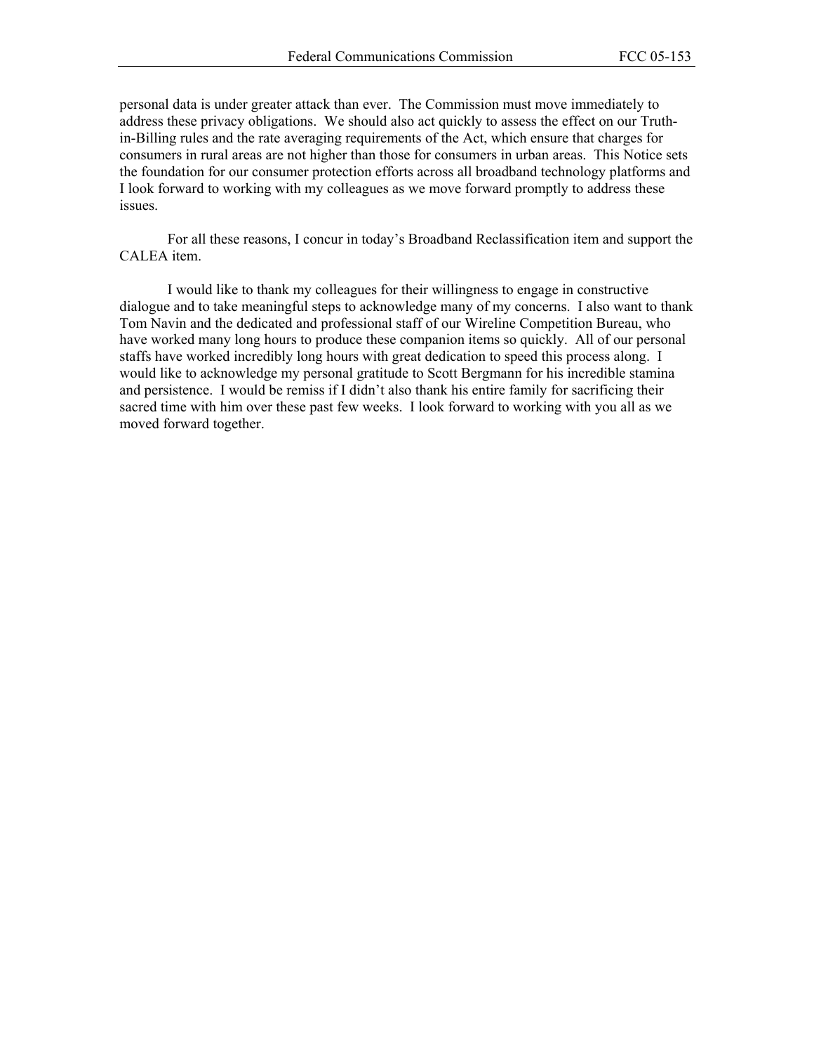personal data is under greater attack than ever. The Commission must move immediately to address these privacy obligations. We should also act quickly to assess the effect on our Truth-in-Billing rules and the rate averaging requirements of the Act, which ensure that charges for consumers in rural areas are not higher than those for consumers in urban areas. This Notice sets the foundation for our consumer protection efforts across all broadband technology platforms and I look forward to working with my colleagues as we move forward promptly to address these issues.

For all these reasons, I concur in today's Broadband Reclassification item and support the CALEA item.

I would like to thank my colleagues for their willingness to engage in constructive dialogue and to take meaningful steps to acknowledge many of my concerns. I also want to thank Tom Navin and the dedicated and professional staff of our Wireline Competition Bureau, who have worked many long hours to produce these companion items so quickly. All of our personal staffs have worked incredibly long hours with great dedication to speed this process along. I would like to acknowledge my personal gratitude to Scott Bergmann for his incredible stamina and persistence. I would be remiss if I didn't also thank his entire family for sacrificing their sacred time with him over these past few weeks. I look forward to working with you all as we moved forward together.